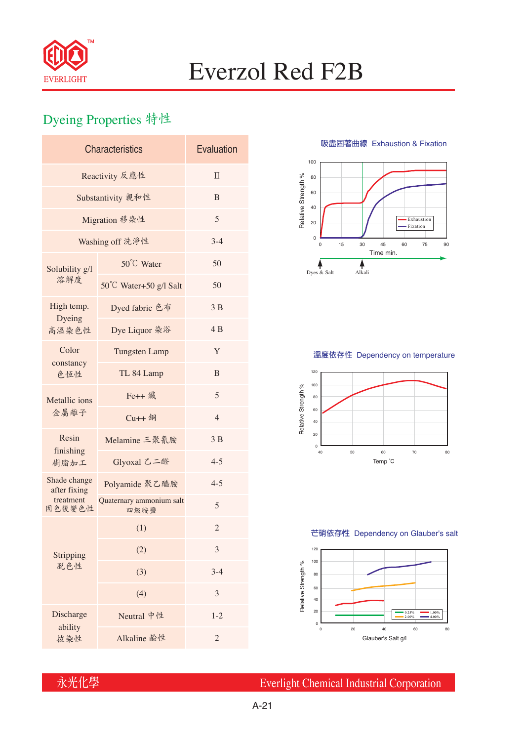# Everzol Red F2B

## Dyeing Properties 特性

| Characteristics | | Evaluation |
|---|---|---|
| Reactivity 反應性 | | II |
| Substantivity 親和性 | | B |
| Migration 移染性 | | 5 |
| Washing off 洗淨性 | | 3-4 |
| Solubility g/l 溶解度 | 50℃ Water | 50 |
| | 50℃ Water+50 g/l Salt | 50 |
| High temp. Dyeing 高溫染色性 | Dyed fabric 色布 | 3 B |
| | Dye Liquor 染浴 | 4 B |
| Color constancy 色恆性 | Tungsten Lamp | Y |
| | TL 84 Lamp | B |
| Metallic ions 金屬離子 | Fe++ 鐵 | 5 |
| | Cu++ 銅 | 4 |
| Resin finishing 樹脂加工 | Melamine 三聚氰胺 | 3 B |
| | Glyoxal 乙二醛 | 4-5 |
| Shade change after fixing treatment 固色後變色性 | Polyamide 聚乙醯胺 | 4-5 |
| | Quaternary ammonium salt 四級胺鹽 | 5 |
| Stripping 脫色性 | (1) | 2 |
| | (2) | 3 |
| | (3) | 3-4 |
| | (4) | 3 |
| Discharge ability 拔染性 | Neutral 中性 | 1-2 |
| | Alkaline 鹼性 | 2 |

吸盡固著曲線 Exhaustion & Fixation

Relative Strength %
100
80
60
40
20
0
0 15 30 45 60 75 90
Time min.
Exhaustion
Fixation
Dyes & Salt
Alkali

溫度依存性 Dependency on temperature

Relative Strength %
120
100
80
60
40
20
0
40 50 60 70 80
Temp ˚C

芒硝依存性 Dependency on Glauber's salt

Relative Strength %
120
100
80
60
40
20
0
0 20 40 60 80
Glauber's Salt g/l
0.25%
2.00%
1.00%
4.00%

永光化學 Everlight Chemical Industrial Corporation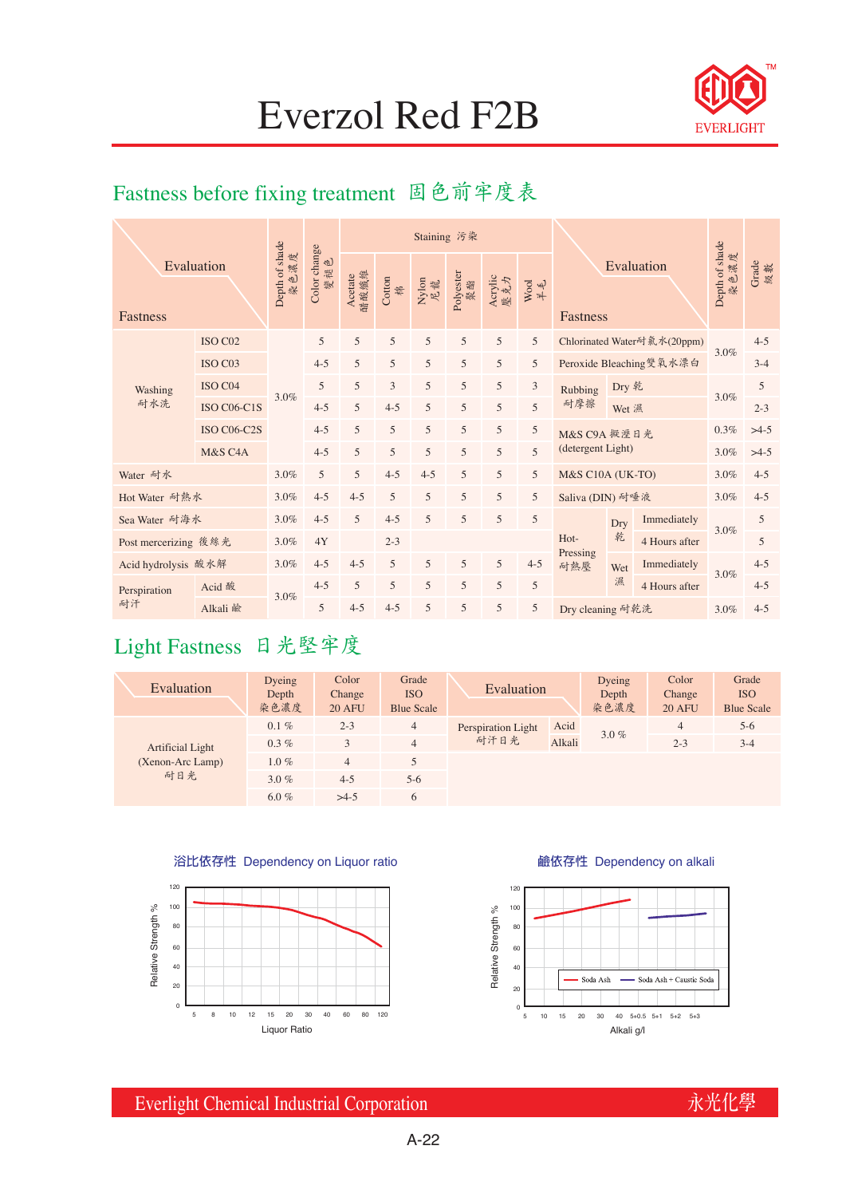# Everzol Red F2B

EVERLIGHT

## Fastness before fixing treatment 固色前牢度表

| Fastness / Evaluation | | Depth of shade 染色濃度 | Color change 變褪色 | Staining 污染 Acetate 醋酸纖維 | Cotton 棉 | Nylon 尼龍 | Polyester 聚酯 | Acrylic 壓克力 | Wool 羊毛 |
|---|---|---|---|---|---|---|---|---|---|
| Washing 耐水洗 | ISO C02 | 3.0% | 5 | 5 | 5 | 5 | 5 | 5 | 5 |
| | ISO C03 | | 4-5 | 5 | 5 | 5 | 5 | 5 | 5 |
| | ISO C04 | | 5 | 5 | 3 | 5 | 5 | 5 | 3 |
| | ISO C06-C1S | | 4-5 | 5 | 4-5 | 5 | 5 | 5 | 5 |
| | ISO C06-C2S | | 4-5 | 5 | 5 | 5 | 5 | 5 | 5 |
| | M&S C4A | | 4-5 | 5 | 5 | 5 | 5 | 5 | 5 |
| Water 耐水 | | 3.0% | 5 | 5 | 4-5 | 4-5 | 5 | 5 | 5 |
| Hot Water 耐熱水 | | 3.0% | 4-5 | 4-5 | 5 | 5 | 5 | 5 | 5 |
| Sea Water 耐海水 | | 3.0% | 4-5 | 5 | 4-5 | 5 | 5 | 5 | 5 |
| Post mercerizing 後絲光 | | 3.0% | 4Y | | 2-3 | | | | |
| Acid hydrolysis 酸水解 | | 3.0% | 4-5 | 4-5 | 5 | 5 | 5 | 5 | 4-5 |
| Perspiration 耐汗 | Acid 酸 | 3.0% | 4-5 | 5 | 5 | 5 | 5 | 5 | 5 |
| | Alkali 鹼 | | 5 | 4-5 | 4-5 | 5 | 5 | 5 | 5 |

| Fastness / Evaluation | | | Depth of shade 染色濃度 | Grade 級數 |
|---|---|---|---|---|
| Chlorinated Water 耐氯水(20ppm) | | | 3.0% | 4-5 |
| Peroxide Bleaching 雙氧水漂白 | | | | 3-4 |
| Rubbing 耐摩擦 | Dry 乾 | | 3.0% | 5 |
| | Wet 濕 | | | 2-3 |
| M&S C9A 擬瀝日光 (detergent Light) | | | 0.3% | >4-5 |
| | | | 3.0% | >4-5 |
| M&S C10A (UK-TO) | | | 3.0% | 4-5 |
| Saliva (DIN) 耐唾液 | | | 3.0% | 4-5 |
| Hot-Pressing 耐熱壓 | Dry 乾 | Immediately | 3.0% | 5 |
| | | 4 Hours after | | 5 |
| | Wet 濕 | Immediately | 3.0% | 4-5 |
| | | 4 Hours after | | 4-5 |
| Dry cleaning 耐乾洗 | | | 3.0% | 4-5 |

## Light Fastness 日光堅牢度

| Evaluation | Dyeing Depth 染色濃度 | Color Change 20 AFU | Grade ISO Blue Scale |
|---|---|---|---|
| Artificial Light (Xenon-Arc Lamp) 耐日光 | 0.1 % | 2-3 | 4 |
| | 0.3 % | 3 | 4 |
| | 1.0 % | 4 | 5 |
| | 3.0 % | 4-5 | 5-6 |
| | 6.0 % | >4-5 | 6 |

| Evaluation | | Dyeing Depth 染色濃度 | Color Change 20 AFU | Grade ISO Blue Scale |
|---|---|---|---|---|
| Perspiration Light 耐汗日光 | Acid | 3.0 % | 4 | 5-6 |
| | Alkali | | 2-3 | 3-4 |

浴比依存性 Dependency on Liquor ratio

Relative Strength %
120
100
80
60
40
20
0
5 8 10 12 15 20 30 40 60 80 120
Liquor Ratio

鹼依存性 Dependency on alkali

Relative Strength %
120
100
80
60
40
20
0
Soda Ash
Soda Ash + Caustic Soda
5 10 15 20 30 40 5+0.5 5+1 5+2 5+3
Alkali g/l

Everlight Chemical Industrial Corporation 永光化學